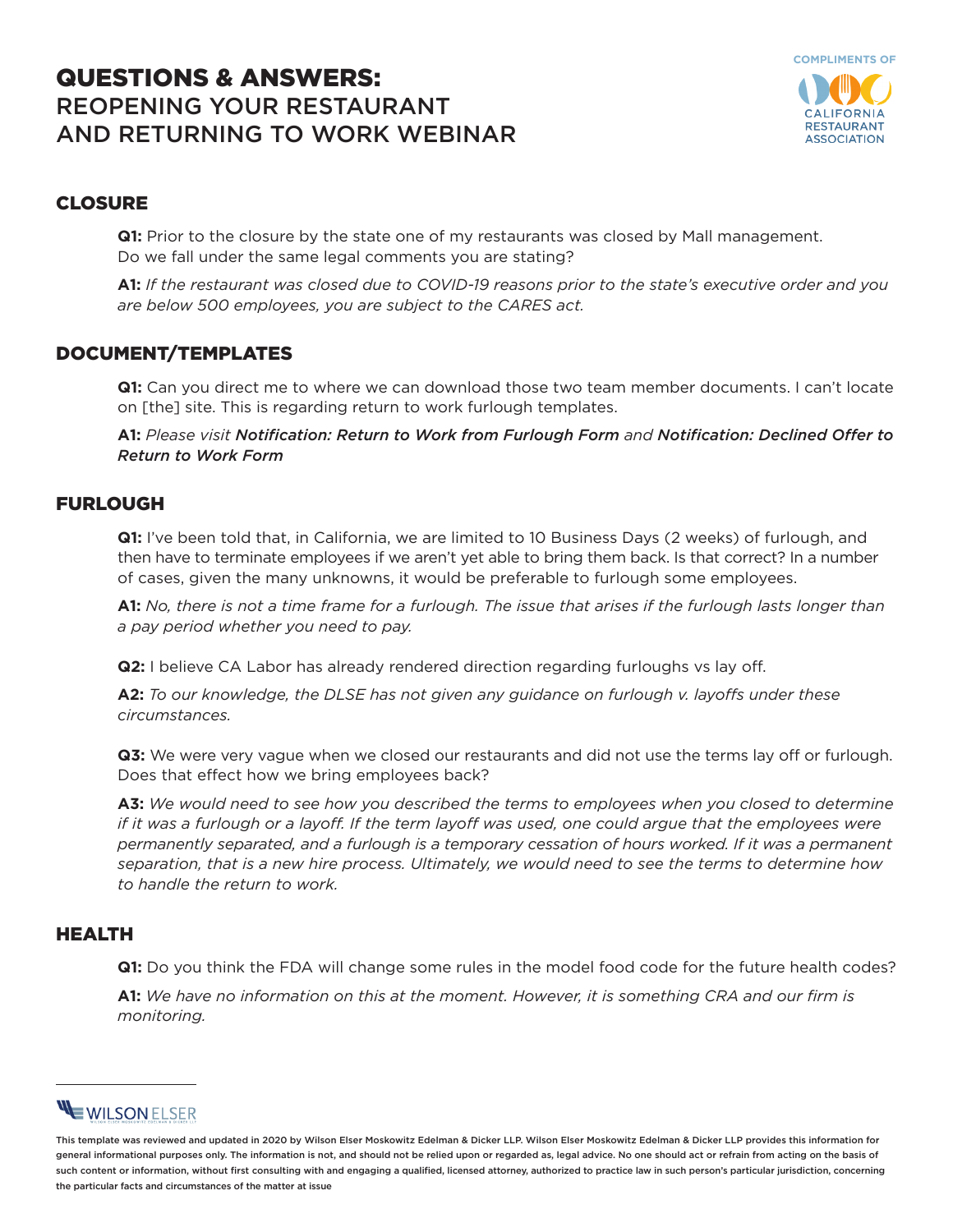# QUESTIONS & ANSWERS:
REOPENING YOUR RESTAURANT AND RETURNING TO WORK WEBINAR

COMPLIMENTS OF CALIFORNIA RESTAURANT ASSOCIATION

## CLOSURE

**Q1:** Prior to the closure by the state one of my restaurants was closed by Mall management. Do we fall under the same legal comments you are stating?

**A1:** *If the restaurant was closed due to COVID-19 reasons prior to the state's executive order and you are below 500 employees, you are subject to the CARES act.*

## DOCUMENT/TEMPLATES

**Q1:** Can you direct me to where we can download those two team member documents. I can't locate on [the] site. This is regarding return to work furlough templates.

**A1:** *Please visit **Notification: Return to Work from Furlough Form** and **Notification: Declined Offer to Return to Work Form***

## FURLOUGH

**Q1:** I've been told that, in California, we are limited to 10 Business Days (2 weeks) of furlough, and then have to terminate employees if we aren't yet able to bring them back. Is that correct? In a number of cases, given the many unknowns, it would be preferable to furlough some employees.

**A1:** *No, there is not a time frame for a furlough. The issue that arises if the furlough lasts longer than a pay period whether you need to pay.*

**Q2:** I believe CA Labor has already rendered direction regarding furloughs vs lay off.

**A2:** *To our knowledge, the DLSE has not given any guidance on furlough v. layoffs under these circumstances.*

**Q3:** We were very vague when we closed our restaurants and did not use the terms lay off or furlough. Does that effect how we bring employees back?

**A3:** *We would need to see how you described the terms to employees when you closed to determine if it was a furlough or a layoff. If the term layoff was used, one could argue that the employees were permanently separated, and a furlough is a temporary cessation of hours worked. If it was a permanent separation, that is a new hire process. Ultimately, we would need to see the terms to determine how to handle the return to work.*

## HEALTH

**Q1:** Do you think the FDA will change some rules in the model food code for the future health codes?

**A1:** *We have no information on this at the moment. However, it is something CRA and our firm is monitoring.*

---

WILSON ELSER

This template was reviewed and updated in 2020 by Wilson Elser Moskowitz Edelman & Dicker LLP. Wilson Elser Moskowitz Edelman & Dicker LLP provides this information for general informational purposes only. The information is not, and should not be relied upon or regarded as, legal advice. No one should act or refrain from acting on the basis of such content or information, without first consulting with and engaging a qualified, licensed attorney, authorized to practice law in such person's particular jurisdiction, concerning the particular facts and circumstances of the matter at issue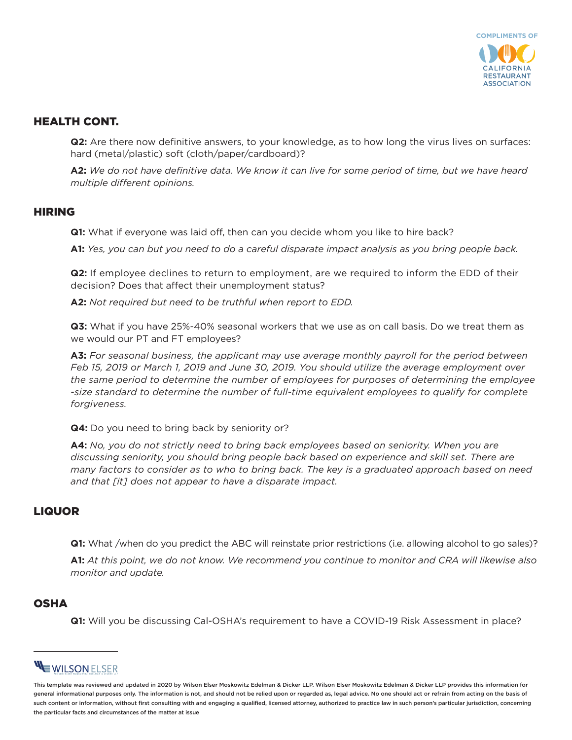## HEALTH CONT.

**Q2:** Are there now definitive answers, to your knowledge, as to how long the virus lives on surfaces: hard (metal/plastic) soft (cloth/paper/cardboard)?

**A2:** *We do not have definitive data. We know it can live for some period of time, but we have heard multiple different opinions.*

## HIRING

**Q1:** What if everyone was laid off, then can you decide whom you like to hire back?

**A1:** *Yes, you can but you need to do a careful disparate impact analysis as you bring people back.*

**Q2:** If employee declines to return to employment, are we required to inform the EDD of their decision? Does that affect their unemployment status?

**A2:** *Not required but need to be truthful when report to EDD.*

**Q3:** What if you have 25%-40% seasonal workers that we use as on call basis. Do we treat them as we would our PT and FT employees?

**A3:** *For seasonal business, the applicant may use average monthly payroll for the period between Feb 15, 2019 or March 1, 2019 and June 30, 2019. You should utilize the average employment over the same period to determine the number of employees for purposes of determining the employee -size standard to determine the number of full-time equivalent employees to qualify for complete forgiveness.*

**Q4:** Do you need to bring back by seniority or?

**A4:** *No, you do not strictly need to bring back employees based on seniority. When you are discussing seniority, you should bring people back based on experience and skill set. There are many factors to consider as to who to bring back. The key is a graduated approach based on need and that [it] does not appear to have a disparate impact.*

## LIQUOR

**Q1:** What /when do you predict the ABC will reinstate prior restrictions (i.e. allowing alcohol to go sales)?

**A1:** *At this point, we do not know. We recommend you continue to monitor and CRA will likewise also monitor and update.*

## OSHA

**Q1:** Will you be discussing Cal-OSHA's requirement to have a COVID-19 Risk Assessment in place?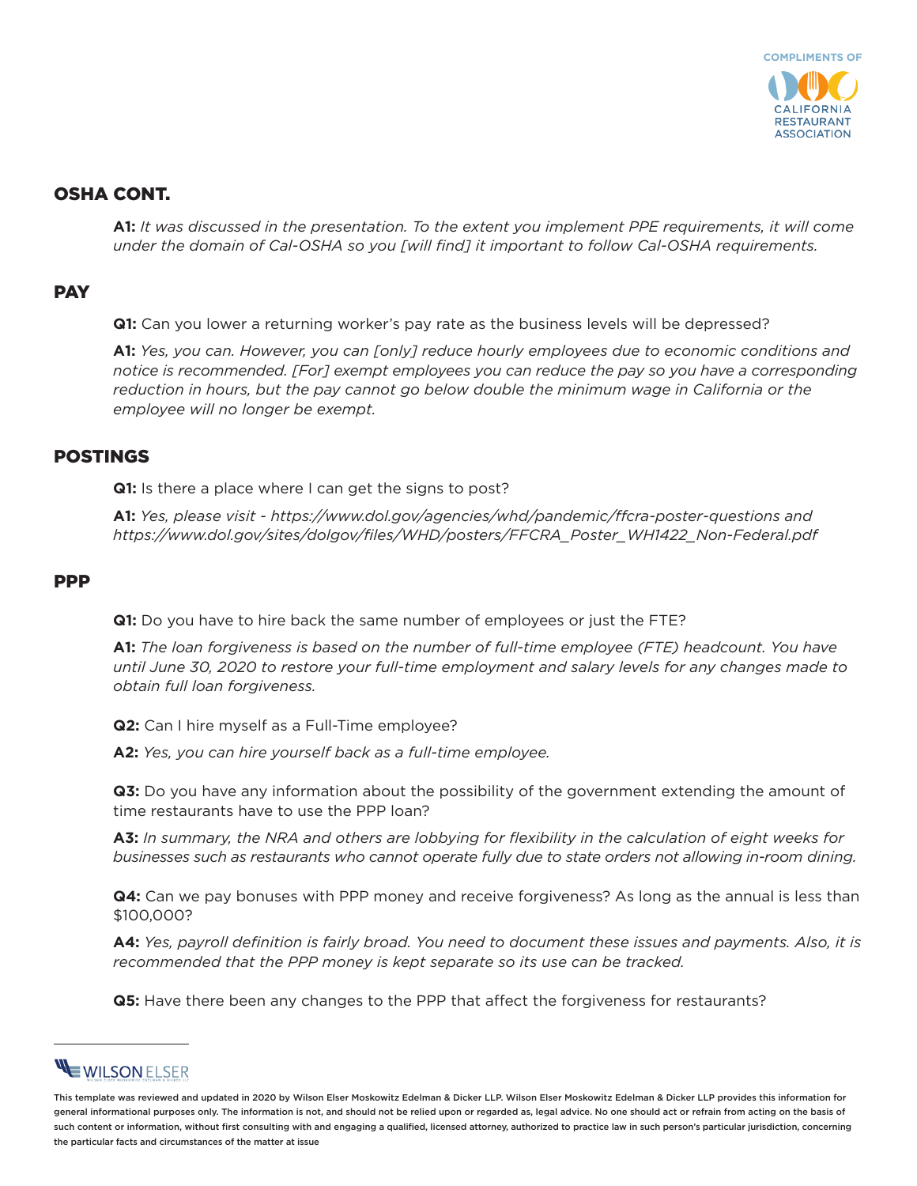## OSHA CONT.

**A1:** *It was discussed in the presentation. To the extent you implement PPE requirements, it will come under the domain of Cal-OSHA so you [will find] it important to follow Cal-OSHA requirements.*

## PAY

**Q1:** Can you lower a returning worker's pay rate as the business levels will be depressed?

**A1:** *Yes, you can. However, you can [only] reduce hourly employees due to economic conditions and notice is recommended. [For] exempt employees you can reduce the pay so you have a corresponding reduction in hours, but the pay cannot go below double the minimum wage in California or the employee will no longer be exempt.*

## POSTINGS

**Q1:** Is there a place where I can get the signs to post?

**A1:** *Yes, please visit - https://www.dol.gov/agencies/whd/pandemic/ffcra-poster-questions and https://www.dol.gov/sites/dolgov/files/WHD/posters/FFCRA_Poster_WH1422_Non-Federal.pdf*

## PPP

**Q1:** Do you have to hire back the same number of employees or just the FTE?

**A1:** *The loan forgiveness is based on the number of full-time employee (FTE) headcount. You have until June 30, 2020 to restore your full-time employment and salary levels for any changes made to obtain full loan forgiveness.*

**Q2:** Can I hire myself as a Full-Time employee?

**A2:** *Yes, you can hire yourself back as a full-time employee.*

**Q3:** Do you have any information about the possibility of the government extending the amount of time restaurants have to use the PPP loan?

**A3:** *In summary, the NRA and others are lobbying for flexibility in the calculation of eight weeks for businesses such as restaurants who cannot operate fully due to state orders not allowing in-room dining.*

**Q4:** Can we pay bonuses with PPP money and receive forgiveness? As long as the annual is less than $100,000?

**A4:** *Yes, payroll definition is fairly broad. You need to document these issues and payments. Also, it is recommended that the PPP money is kept separate so its use can be tracked.*

**Q5:** Have there been any changes to the PPP that affect the forgiveness for restaurants?

This template was reviewed and updated in 2020 by Wilson Elser Moskowitz Edelman & Dicker LLP. Wilson Elser Moskowitz Edelman & Dicker LLP provides this information for general informational purposes only. The information is not, and should not be relied upon or regarded as, legal advice. No one should act or refrain from acting on the basis of such content or information, without first consulting with and engaging a qualified, licensed attorney, authorized to practice law in such person's particular jurisdiction, concerning the particular facts and circumstances of the matter at issue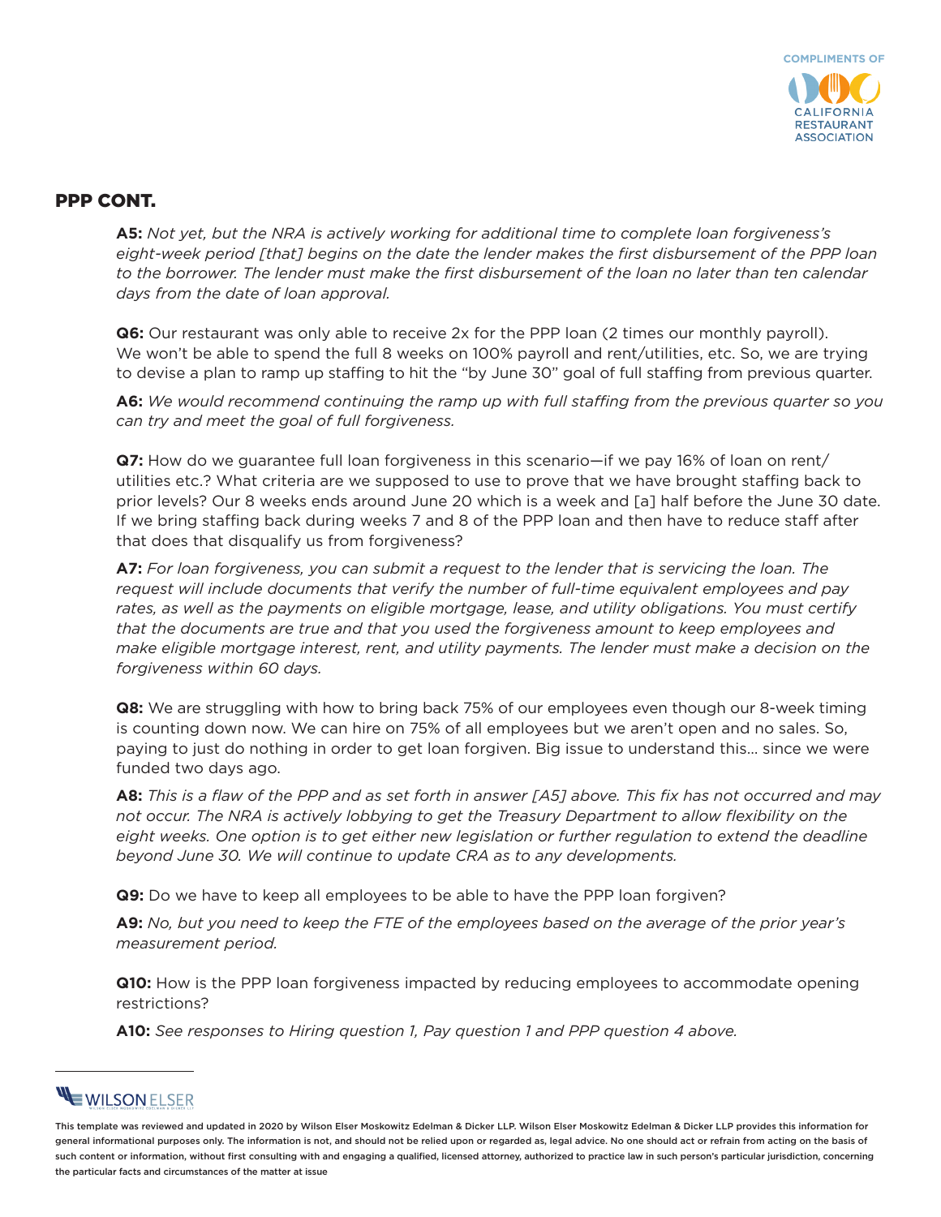## PPP CONT.

**A5:** *Not yet, but the NRA is actively working for additional time to complete loan forgiveness's eight-week period [that] begins on the date the lender makes the first disbursement of the PPP loan to the borrower. The lender must make the first disbursement of the loan no later than ten calendar days from the date of loan approval.*

**Q6:** Our restaurant was only able to receive 2x for the PPP loan (2 times our monthly payroll). We won't be able to spend the full 8 weeks on 100% payroll and rent/utilities, etc. So, we are trying to devise a plan to ramp up staffing to hit the "by June 30" goal of full staffing from previous quarter.

**A6:** *We would recommend continuing the ramp up with full staffing from the previous quarter so you can try and meet the goal of full forgiveness.*

**Q7:** How do we guarantee full loan forgiveness in this scenario—if we pay 16% of loan on rent/utilities etc.? What criteria are we supposed to use to prove that we have brought staffing back to prior levels? Our 8 weeks ends around June 20 which is a week and [a] half before the June 30 date. If we bring staffing back during weeks 7 and 8 of the PPP loan and then have to reduce staff after that does that disqualify us from forgiveness?

**A7:** *For loan forgiveness, you can submit a request to the lender that is servicing the loan. The request will include documents that verify the number of full-time equivalent employees and pay rates, as well as the payments on eligible mortgage, lease, and utility obligations. You must certify that the documents are true and that you used the forgiveness amount to keep employees and make eligible mortgage interest, rent, and utility payments. The lender must make a decision on the forgiveness within 60 days.*

**Q8:** We are struggling with how to bring back 75% of our employees even though our 8-week timing is counting down now. We can hire on 75% of all employees but we aren't open and no sales. So, paying to just do nothing in order to get loan forgiven. Big issue to understand this... since we were funded two days ago.

**A8:** *This is a flaw of the PPP and as set forth in answer [A5] above. This fix has not occurred and may not occur. The NRA is actively lobbying to get the Treasury Department to allow flexibility on the eight weeks. One option is to get either new legislation or further regulation to extend the deadline beyond June 30. We will continue to update CRA as to any developments.*

**Q9:** Do we have to keep all employees to be able to have the PPP loan forgiven?

**A9:** *No, but you need to keep the FTE of the employees based on the average of the prior year's measurement period.*

**Q10:** How is the PPP loan forgiveness impacted by reducing employees to accommodate opening restrictions?

**A10:** *See responses to Hiring question 1, Pay question 1 and PPP question 4 above.*

This template was reviewed and updated in 2020 by Wilson Elser Moskowitz Edelman & Dicker LLP. Wilson Elser Moskowitz Edelman & Dicker LLP provides this information for general informational purposes only. The information is not, and should not be relied upon or regarded as, legal advice. No one should act or refrain from acting on the basis of such content or information, without first consulting with and engaging a qualified, licensed attorney, authorized to practice law in such person's particular jurisdiction, concerning the particular facts and circumstances of the matter at issue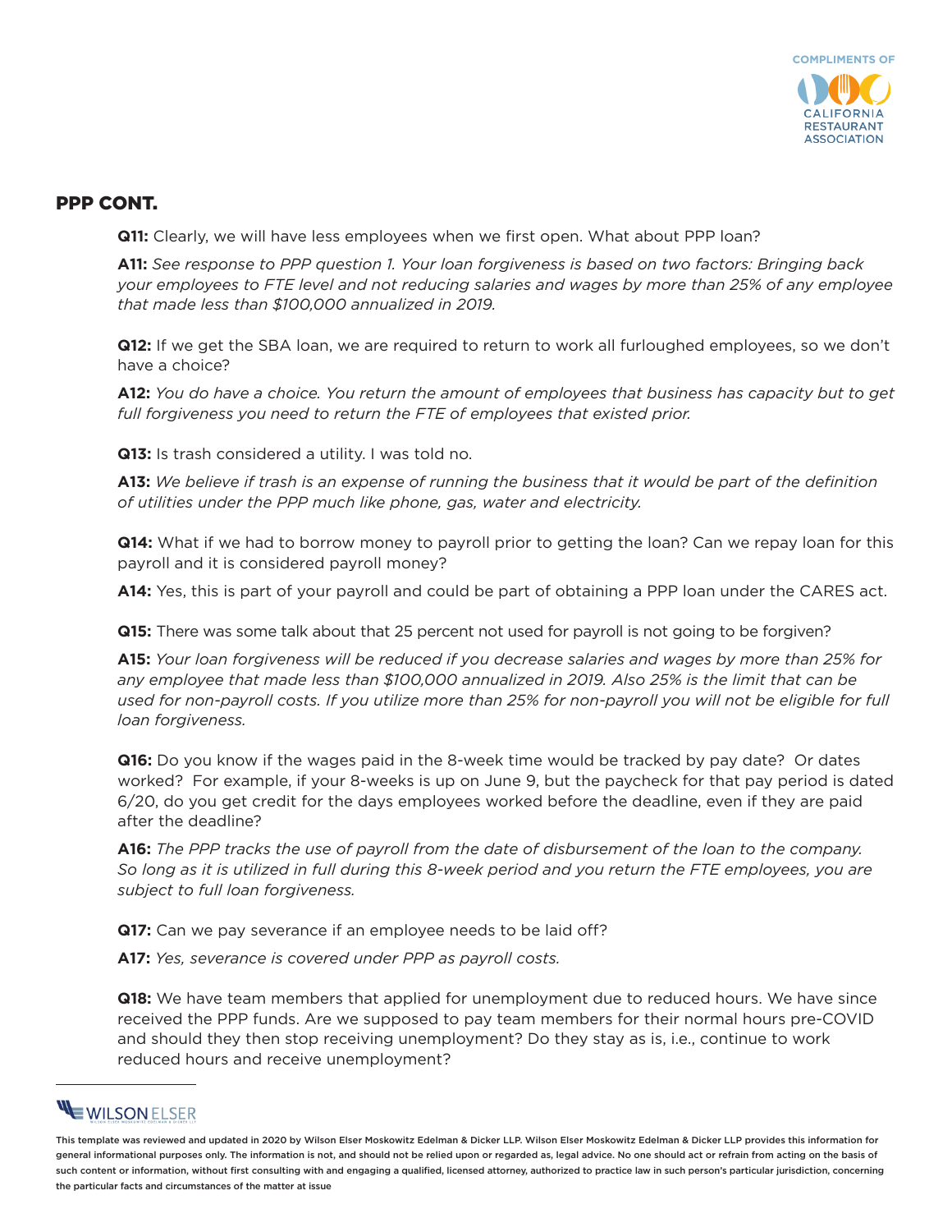## PPP CONT.

**Q11:** Clearly, we will have less employees when we first open. What about PPP loan?

**A11:** *See response to PPP question 1. Your loan forgiveness is based on two factors: Bringing back your employees to FTE level and not reducing salaries and wages by more than 25% of any employee that made less than $100,000 annualized in 2019.*

**Q12:** If we get the SBA loan, we are required to return to work all furloughed employees, so we don't have a choice?

**A12:** *You do have a choice. You return the amount of employees that business has capacity but to get full forgiveness you need to return the FTE of employees that existed prior.*

**Q13:** Is trash considered a utility. I was told no.

**A13:** *We believe if trash is an expense of running the business that it would be part of the definition of utilities under the PPP much like phone, gas, water and electricity.*

**Q14:** What if we had to borrow money to payroll prior to getting the loan? Can we repay loan for this payroll and it is considered payroll money?

**A14:** Yes, this is part of your payroll and could be part of obtaining a PPP loan under the CARES act.

**Q15:** There was some talk about that 25 percent not used for payroll is not going to be forgiven?

**A15:** *Your loan forgiveness will be reduced if you decrease salaries and wages by more than 25% for any employee that made less than $100,000 annualized in 2019. Also 25% is the limit that can be used for non-payroll costs. If you utilize more than 25% for non-payroll you will not be eligible for full loan forgiveness.*

**Q16:** Do you know if the wages paid in the 8-week time would be tracked by pay date? Or dates worked? For example, if your 8-weeks is up on June 9, but the paycheck for that pay period is dated 6/20, do you get credit for the days employees worked before the deadline, even if they are paid after the deadline?

**A16:** *The PPP tracks the use of payroll from the date of disbursement of the loan to the company. So long as it is utilized in full during this 8-week period and you return the FTE employees, you are subject to full loan forgiveness.*

**Q17:** Can we pay severance if an employee needs to be laid off?

**A17:** *Yes, severance is covered under PPP as payroll costs.*

**Q18:** We have team members that applied for unemployment due to reduced hours. We have since received the PPP funds. Are we supposed to pay team members for their normal hours pre-COVID and should they then stop receiving unemployment? Do they stay as is, i.e., continue to work reduced hours and receive unemployment?

This template was reviewed and updated in 2020 by Wilson Elser Moskowitz Edelman & Dicker LLP. Wilson Elser Moskowitz Edelman & Dicker LLP provides this information for general informational purposes only. The information is not, and should not be relied upon or regarded as, legal advice. No one should act or refrain from acting on the basis of such content or information, without first consulting with and engaging a qualified, licensed attorney, authorized to practice law in such person's particular jurisdiction, concerning the particular facts and circumstances of the matter at issue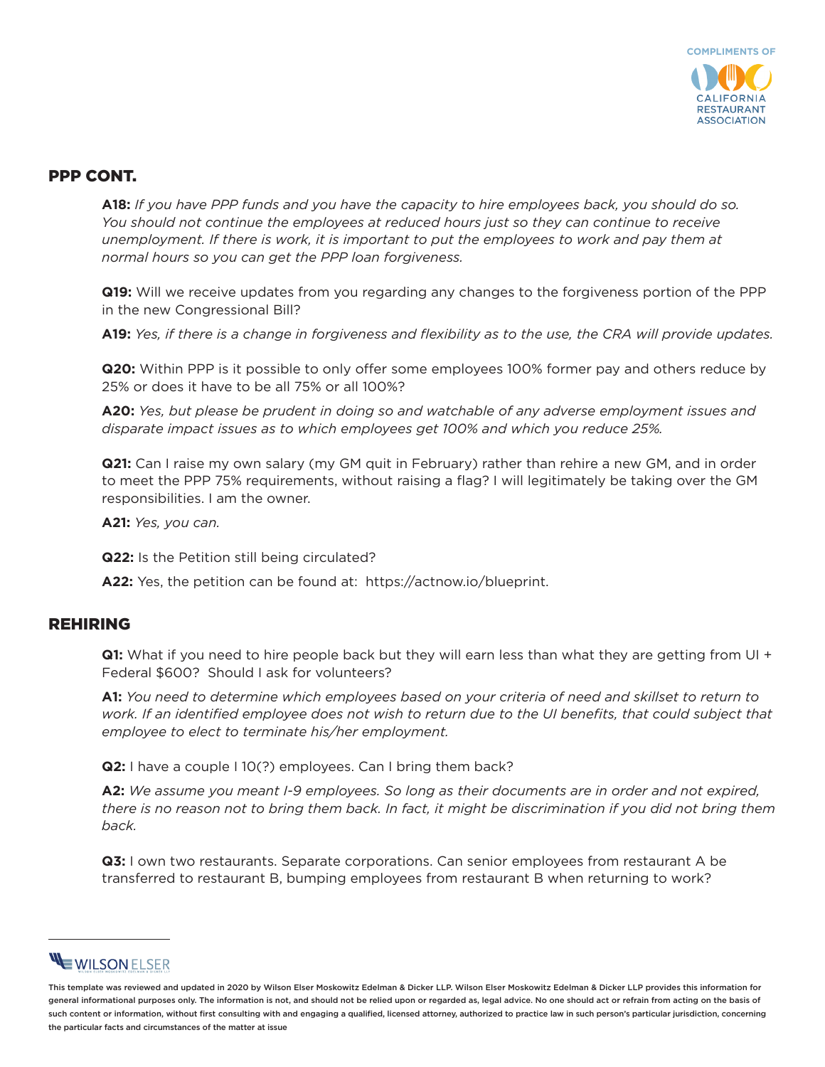## PPP CONT.

**A18:** *If you have PPP funds and you have the capacity to hire employees back, you should do so. You should not continue the employees at reduced hours just so they can continue to receive unemployment. If there is work, it is important to put the employees to work and pay them at normal hours so you can get the PPP loan forgiveness.*

**Q19:** Will we receive updates from you regarding any changes to the forgiveness portion of the PPP in the new Congressional Bill?

**A19:** *Yes, if there is a change in forgiveness and flexibility as to the use, the CRA will provide updates.*

**Q20:** Within PPP is it possible to only offer some employees 100% former pay and others reduce by 25% or does it have to be all 75% or all 100%?

**A20:** *Yes, but please be prudent in doing so and watchable of any adverse employment issues and disparate impact issues as to which employees get 100% and which you reduce 25%.*

**Q21:** Can I raise my own salary (my GM quit in February) rather than rehire a new GM, and in order to meet the PPP 75% requirements, without raising a flag? I will legitimately be taking over the GM responsibilities. I am the owner.

**A21:** *Yes, you can.*

**Q22:** Is the Petition still being circulated?

**A22:** Yes, the petition can be found at: https://actnow.io/blueprint.

## REHIRING

**Q1:** What if you need to hire people back but they will earn less than what they are getting from UI + Federal $600? Should I ask for volunteers?

**A1:** *You need to determine which employees based on your criteria of need and skillset to return to work. If an identified employee does not wish to return due to the UI benefits, that could subject that employee to elect to terminate his/her employment.*

**Q2:** I have a couple I 10(?) employees. Can I bring them back?

**A2:** *We assume you meant I-9 employees. So long as their documents are in order and not expired, there is no reason not to bring them back. In fact, it might be discrimination if you did not bring them back.*

**Q3:** I own two restaurants. Separate corporations. Can senior employees from restaurant A be transferred to restaurant B, bumping employees from restaurant B when returning to work?

This template was reviewed and updated in 2020 by Wilson Elser Moskowitz Edelman & Dicker LLP. Wilson Elser Moskowitz Edelman & Dicker LLP provides this information for general informational purposes only. The information is not, and should not be relied upon or regarded as, legal advice. No one should act or refrain from acting on the basis of such content or information, without first consulting with and engaging a qualified, licensed attorney, authorized to practice law in such person's particular jurisdiction, concerning the particular facts and circumstances of the matter at issue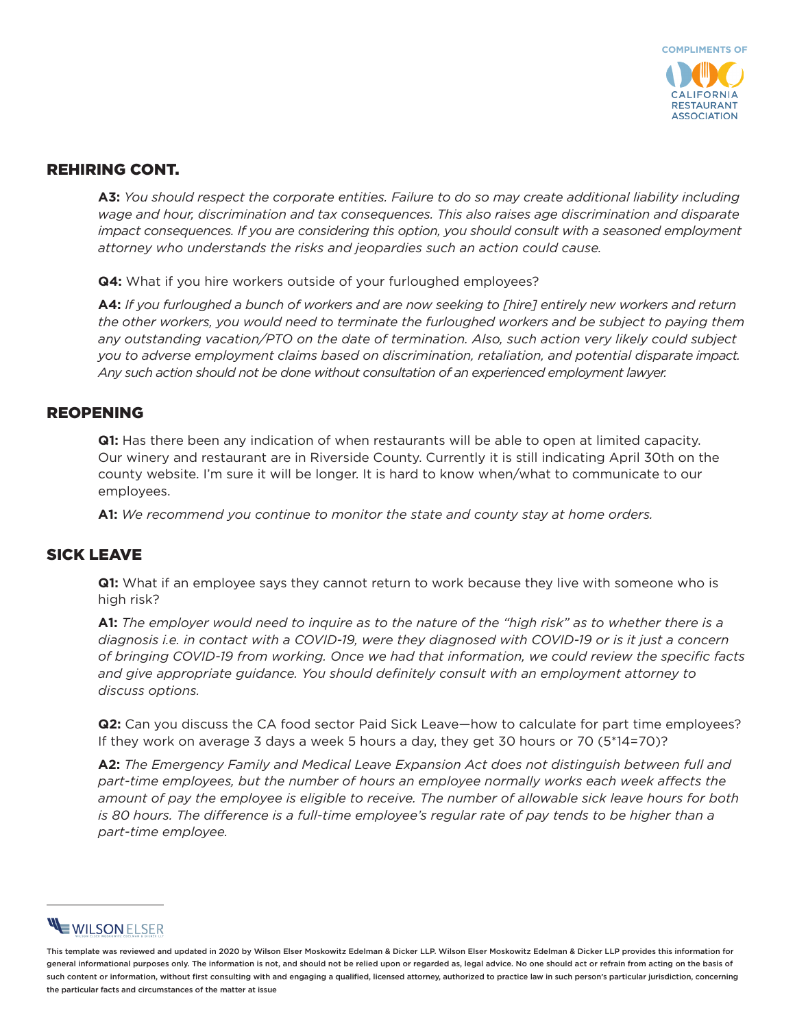## REHIRING CONT.

**A3:** *You should respect the corporate entities. Failure to do so may create additional liability including wage and hour, discrimination and tax consequences. This also raises age discrimination and disparate impact consequences. If you are considering this option, you should consult with a seasoned employment attorney who understands the risks and jeopardies such an action could cause.*

**Q4:** What if you hire workers outside of your furloughed employees?

**A4:** *If you furloughed a bunch of workers and are now seeking to [hire] entirely new workers and return the other workers, you would need to terminate the furloughed workers and be subject to paying them any outstanding vacation/PTO on the date of termination. Also, such action very likely could subject you to adverse employment claims based on discrimination, retaliation, and potential disparate impact. Any such action should not be done without consultation of an experienced employment lawyer.*

## REOPENING

**Q1:** Has there been any indication of when restaurants will be able to open at limited capacity. Our winery and restaurant are in Riverside County. Currently it is still indicating April 30th on the county website. I'm sure it will be longer. It is hard to know when/what to communicate to our employees.

**A1:** *We recommend you continue to monitor the state and county stay at home orders.*

## SICK LEAVE

**Q1:** What if an employee says they cannot return to work because they live with someone who is high risk?

**A1:** *The employer would need to inquire as to the nature of the "high risk" as to whether there is a diagnosis i.e. in contact with a COVID-19, were they diagnosed with COVID-19 or is it just a concern of bringing COVID-19 from working. Once we had that information, we could review the specific facts and give appropriate guidance. You should definitely consult with an employment attorney to discuss options.*

**Q2:** Can you discuss the CA food sector Paid Sick Leave—how to calculate for part time employees? If they work on average 3 days a week 5 hours a day, they get 30 hours or 70 (5*14=70)?

**A2:** *The Emergency Family and Medical Leave Expansion Act does not distinguish between full and part-time employees, but the number of hours an employee normally works each week affects the amount of pay the employee is eligible to receive. The number of allowable sick leave hours for both is 80 hours. The difference is a full-time employee's regular rate of pay tends to be higher than a part-time employee.*

This template was reviewed and updated in 2020 by Wilson Elser Moskowitz Edelman & Dicker LLP. Wilson Elser Moskowitz Edelman & Dicker LLP provides this information for general informational purposes only. The information is not, and should not be relied upon or regarded as, legal advice. No one should act or refrain from acting on the basis of such content or information, without first consulting with and engaging a qualified, licensed attorney, authorized to practice law in such person's particular jurisdiction, concerning the particular facts and circumstances of the matter at issue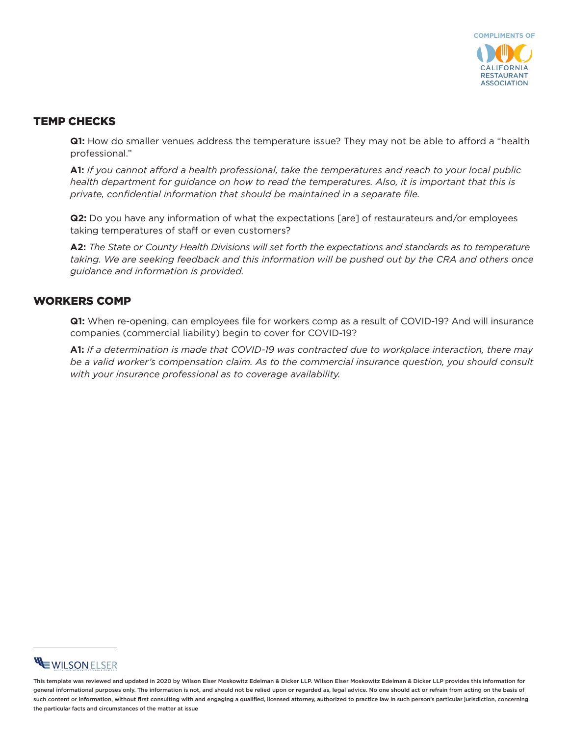COMPLIMENTS OF

CALIFORNIA RESTAURANT ASSOCIATION

## TEMP CHECKS

**Q1:** How do smaller venues address the temperature issue? They may not be able to afford a "health professional."

**A1:** *If you cannot afford a health professional, take the temperatures and reach to your local public health department for guidance on how to read the temperatures. Also, it is important that this is private, confidential information that should be maintained in a separate file.*

**Q2:** Do you have any information of what the expectations [are] of restaurateurs and/or employees taking temperatures of staff or even customers?

**A2:** *The State or County Health Divisions will set forth the expectations and standards as to temperature taking. We are seeking feedback and this information will be pushed out by the CRA and others once guidance and information is provided.*

## WORKERS COMP

**Q1:** When re-opening, can employees file for workers comp as a result of COVID-19? And will insurance companies (commercial liability) begin to cover for COVID-19?

**A1:** *If a determination is made that COVID-19 was contracted due to workplace interaction, there may be a valid worker's compensation claim. As to the commercial insurance question, you should consult with your insurance professional as to coverage availability.*

---

WILSON ELSER

This template was reviewed and updated in 2020 by Wilson Elser Moskowitz Edelman & Dicker LLP. Wilson Elser Moskowitz Edelman & Dicker LLP provides this information for general informational purposes only. The information is not, and should not be relied upon or regarded as, legal advice. No one should act or refrain from acting on the basis of such content or information, without first consulting with and engaging a qualified, licensed attorney, authorized to practice law in such person's particular jurisdiction, concerning the particular facts and circumstances of the matter at issue